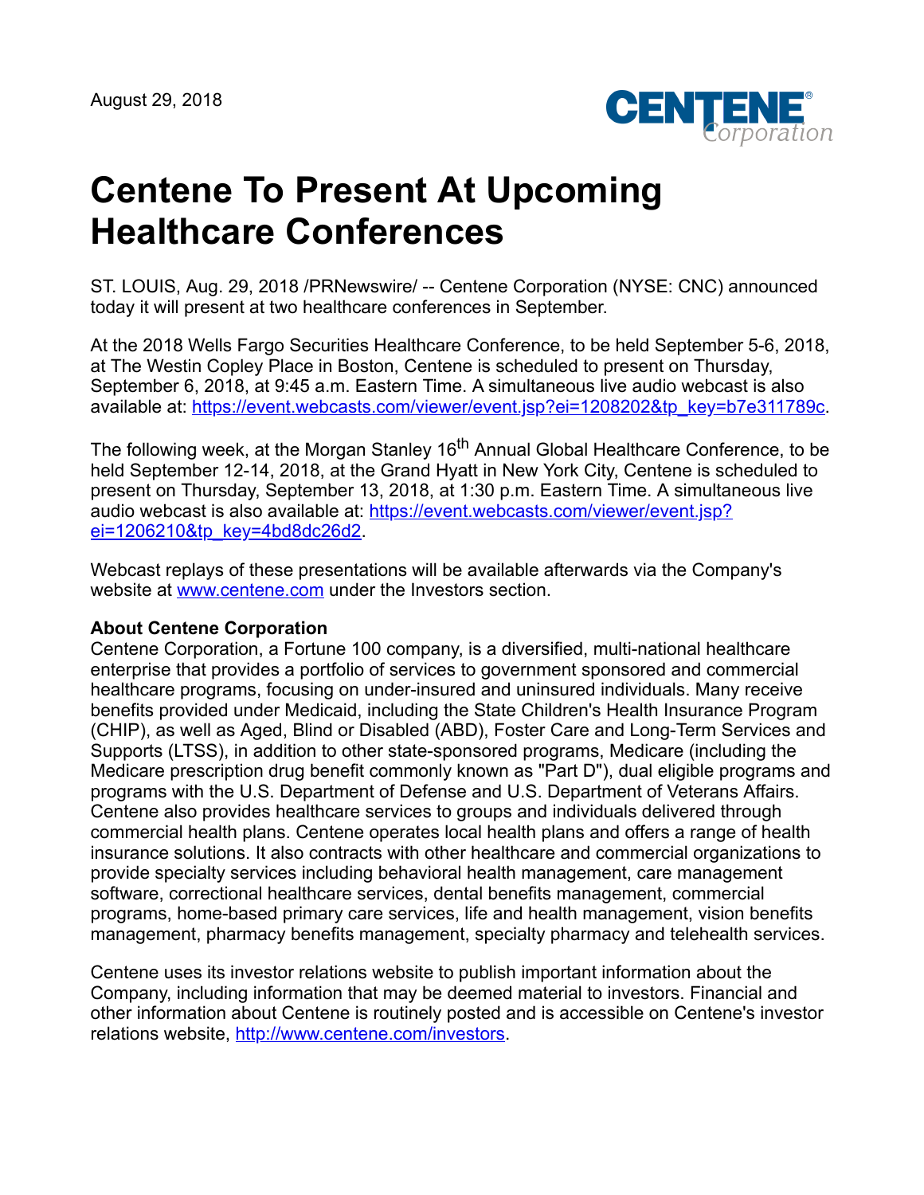August 29, 2018

# Centene To Present At Upcoming Healthcare Conferences

ST. LOUIS, Aug. 29, 2018 /PRNewswire/ -- Centene Corporation (NYSE: CNC) announced today it will present at two healthcare conferences in September.

At the 2018 Wells Fargo Securities Healthcare Conference, to be held September 5-6, 2018, at The Westin Copley Place in Boston, Centene is scheduled to present on Thursday, September 6, 2018, at 9:45 a.m. Eastern Time. A simultaneous live audio webcast is also available at: https://event.webcasts.com/viewer/event.jsp?ei=1208202&tp_key=b7e311789c.

The following week, at the Morgan Stanley 16th Annual Global Healthcare Conference, to be held September 12-14, 2018, at the Grand Hyatt in New York City, Centene is scheduled to present on Thursday, September 13, 2018, at 1:30 p.m. Eastern Time. A simultaneous live audio webcast is also available at: https://event.webcasts.com/viewer/event.jsp?ei=1206210&tp_key=4bd8dc26d2.

Webcast replays of these presentations will be available afterwards via the Company's website at www.centene.com under the Investors section.

**About Centene Corporation**
Centene Corporation, a Fortune 100 company, is a diversified, multi-national healthcare enterprise that provides a portfolio of services to government sponsored and commercial healthcare programs, focusing on under-insured and uninsured individuals. Many receive benefits provided under Medicaid, including the State Children's Health Insurance Program (CHIP), as well as Aged, Blind or Disabled (ABD), Foster Care and Long-Term Services and Supports (LTSS), in addition to other state-sponsored programs, Medicare (including the Medicare prescription drug benefit commonly known as "Part D"), dual eligible programs and programs with the U.S. Department of Defense and U.S. Department of Veterans Affairs. Centene also provides healthcare services to groups and individuals delivered through commercial health plans. Centene operates local health plans and offers a range of health insurance solutions. It also contracts with other healthcare and commercial organizations to provide specialty services including behavioral health management, care management software, correctional healthcare services, dental benefits management, commercial programs, home-based primary care services, life and health management, vision benefits management, pharmacy benefits management, specialty pharmacy and telehealth services.

Centene uses its investor relations website to publish important information about the Company, including information that may be deemed material to investors. Financial and other information about Centene is routinely posted and is accessible on Centene's investor relations website, http://www.centene.com/investors.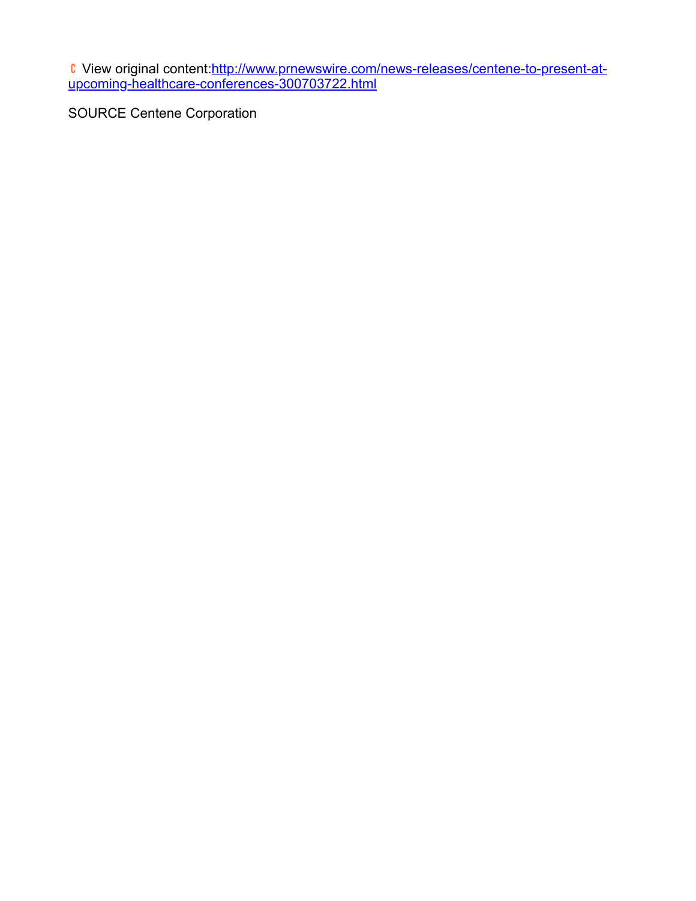View original content:[http://www.prnewswire.com/news-releases/centene-to-present-at-upcoming-healthcare-conferences-300703722.html](http://www.prnewswire.com/news-releases/centene-to-present-at-upcoming-healthcare-conferences-300703722.html)

SOURCE Centene Corporation